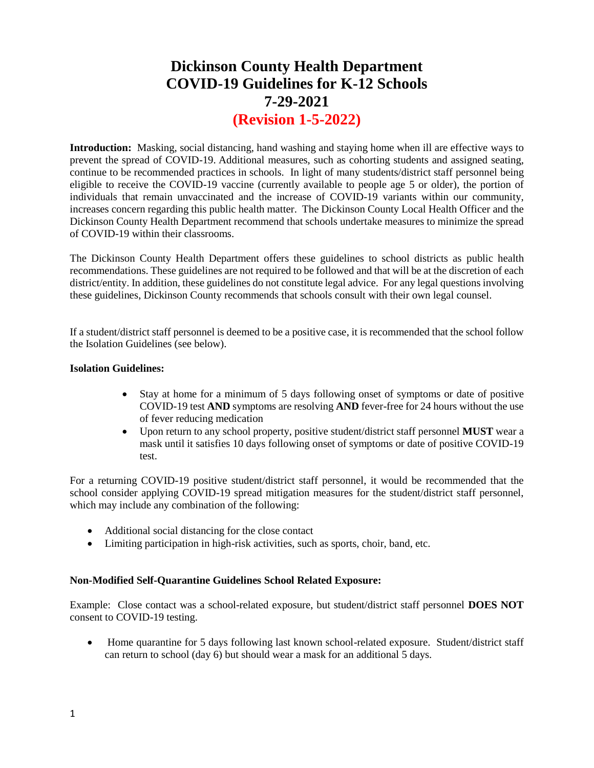# Dickinson County Health Department
# COVID-19 Guidelines for K-12 Schools
# 7-29-2021
# (Revision 1-5-2022)

**Introduction:** Masking, social distancing, hand washing and staying home when ill are effective ways to prevent the spread of COVID-19. Additional measures, such as cohorting students and assigned seating, continue to be recommended practices in schools. In light of many students/district staff personnel being eligible to receive the COVID-19 vaccine (currently available to people age 5 or older), the portion of individuals that remain unvaccinated and the increase of COVID-19 variants within our community, increases concern regarding this public health matter. The Dickinson County Local Health Officer and the Dickinson County Health Department recommend that schools undertake measures to minimize the spread of COVID-19 within their classrooms.

The Dickinson County Health Department offers these guidelines to school districts as public health recommendations. These guidelines are not required to be followed and that will be at the discretion of each district/entity. In addition, these guidelines do not constitute legal advice. For any legal questions involving these guidelines, Dickinson County recommends that schools consult with their own legal counsel.

If a student/district staff personnel is deemed to be a positive case, it is recommended that the school follow the Isolation Guidelines (see below).

**Isolation Guidelines:**

- Stay at home for a minimum of 5 days following onset of symptoms or date of positive COVID-19 test **AND** symptoms are resolving **AND** fever-free for 24 hours without the use of fever reducing medication
- Upon return to any school property, positive student/district staff personnel **MUST** wear a mask until it satisfies 10 days following onset of symptoms or date of positive COVID-19 test.

For a returning COVID-19 positive student/district staff personnel, it would be recommended that the school consider applying COVID-19 spread mitigation measures for the student/district staff personnel, which may include any combination of the following:

- Additional social distancing for the close contact
- Limiting participation in high-risk activities, such as sports, choir, band, etc.

**Non-Modified Self-Quarantine Guidelines School Related Exposure:**

Example: Close contact was a school-related exposure, but student/district staff personnel **DOES NOT** consent to COVID-19 testing.

- Home quarantine for 5 days following last known school-related exposure. Student/district staff can return to school (day 6) but should wear a mask for an additional 5 days.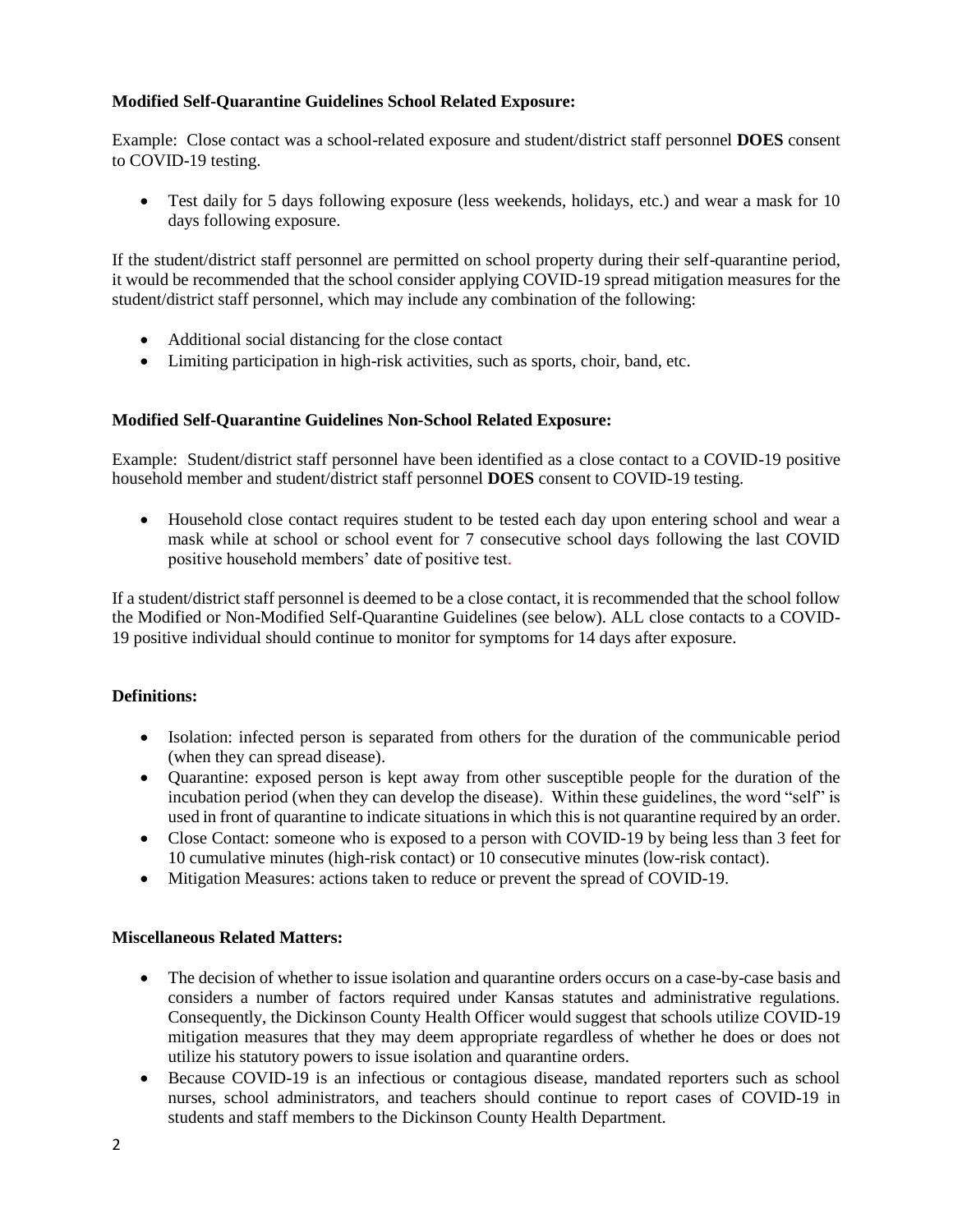**Modified Self-Quarantine Guidelines School Related Exposure:**

Example: Close contact was a school-related exposure and student/district staff personnel **DOES** consent to COVID-19 testing.

- Test daily for 5 days following exposure (less weekends, holidays, etc.) and wear a mask for 10 days following exposure.

If the student/district staff personnel are permitted on school property during their self-quarantine period, it would be recommended that the school consider applying COVID-19 spread mitigation measures for the student/district staff personnel, which may include any combination of the following:

- Additional social distancing for the close contact
- Limiting participation in high-risk activities, such as sports, choir, band, etc.

**Modified Self-Quarantine Guidelines Non-School Related Exposure:**

Example: Student/district staff personnel have been identified as a close contact to a COVID-19 positive household member and student/district staff personnel **DOES** consent to COVID-19 testing.

- Household close contact requires student to be tested each day upon entering school and wear a mask while at school or school event for 7 consecutive school days following the last COVID positive household members' date of positive test.

If a student/district staff personnel is deemed to be a close contact, it is recommended that the school follow the Modified or Non-Modified Self-Quarantine Guidelines (see below). ALL close contacts to a COVID-19 positive individual should continue to monitor for symptoms for 14 days after exposure.

**Definitions:**

- Isolation: infected person is separated from others for the duration of the communicable period (when they can spread disease).
- Quarantine: exposed person is kept away from other susceptible people for the duration of the incubation period (when they can develop the disease). Within these guidelines, the word "self" is used in front of quarantine to indicate situations in which this is not quarantine required by an order.
- Close Contact: someone who is exposed to a person with COVID-19 by being less than 3 feet for 10 cumulative minutes (high-risk contact) or 10 consecutive minutes (low-risk contact).
- Mitigation Measures: actions taken to reduce or prevent the spread of COVID-19.

**Miscellaneous Related Matters:**

- The decision of whether to issue isolation and quarantine orders occurs on a case-by-case basis and considers a number of factors required under Kansas statutes and administrative regulations. Consequently, the Dickinson County Health Officer would suggest that schools utilize COVID-19 mitigation measures that they may deem appropriate regardless of whether he does or does not utilize his statutory powers to issue isolation and quarantine orders.
- Because COVID-19 is an infectious or contagious disease, mandated reporters such as school nurses, school administrators, and teachers should continue to report cases of COVID-19 in students and staff members to the Dickinson County Health Department.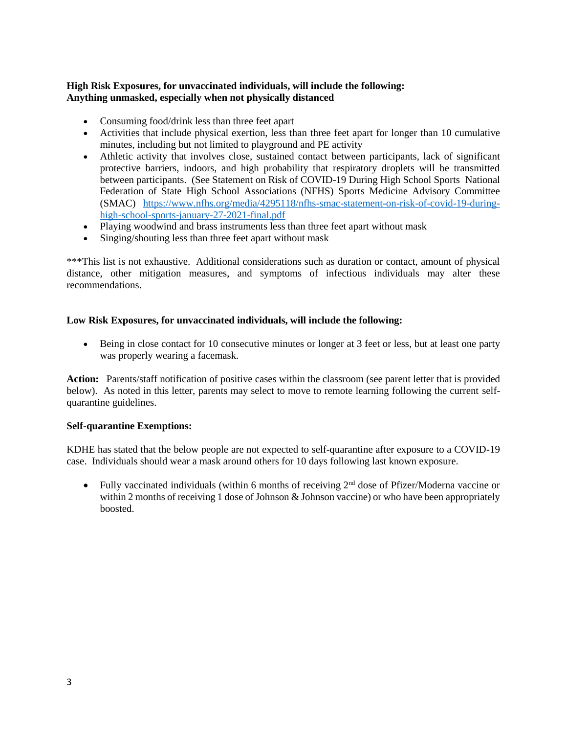**High Risk Exposures, for unvaccinated individuals, will include the following:**
**Anything unmasked, especially when not physically distanced**

- Consuming food/drink less than three feet apart
- Activities that include physical exertion, less than three feet apart for longer than 10 cumulative minutes, including but not limited to playground and PE activity
- Athletic activity that involves close, sustained contact between participants, lack of significant protective barriers, indoors, and high probability that respiratory droplets will be transmitted between participants. (See Statement on Risk of COVID-19 During High School Sports National Federation of State High School Associations (NFHS) Sports Medicine Advisory Committee (SMAC) [https://www.nfhs.org/media/4295118/nfhs-smac-statement-on-risk-of-covid-19-during-high-school-sports-january-27-2021-final.pdf](https://www.nfhs.org/media/4295118/nfhs-smac-statement-on-risk-of-covid-19-during-high-school-sports-january-27-2021-final.pdf)
- Playing woodwind and brass instruments less than three feet apart without mask
- Singing/shouting less than three feet apart without mask

***This list is not exhaustive. Additional considerations such as duration or contact, amount of physical distance, other mitigation measures, and symptoms of infectious individuals may alter these recommendations.

**Low Risk Exposures, for unvaccinated individuals, will include the following:**

- Being in close contact for 10 consecutive minutes or longer at 3 feet or less, but at least one party was properly wearing a facemask.

**Action:** Parents/staff notification of positive cases within the classroom (see parent letter that is provided below). As noted in this letter, parents may select to move to remote learning following the current self-quarantine guidelines.

**Self-quarantine Exemptions:**

KDHE has stated that the below people are not expected to self-quarantine after exposure to a COVID-19 case. Individuals should wear a mask around others for 10 days following last known exposure.

- Fully vaccinated individuals (within 6 months of receiving 2nd dose of Pfizer/Moderna vaccine or within 2 months of receiving 1 dose of Johnson & Johnson vaccine) or who have been appropriately boosted.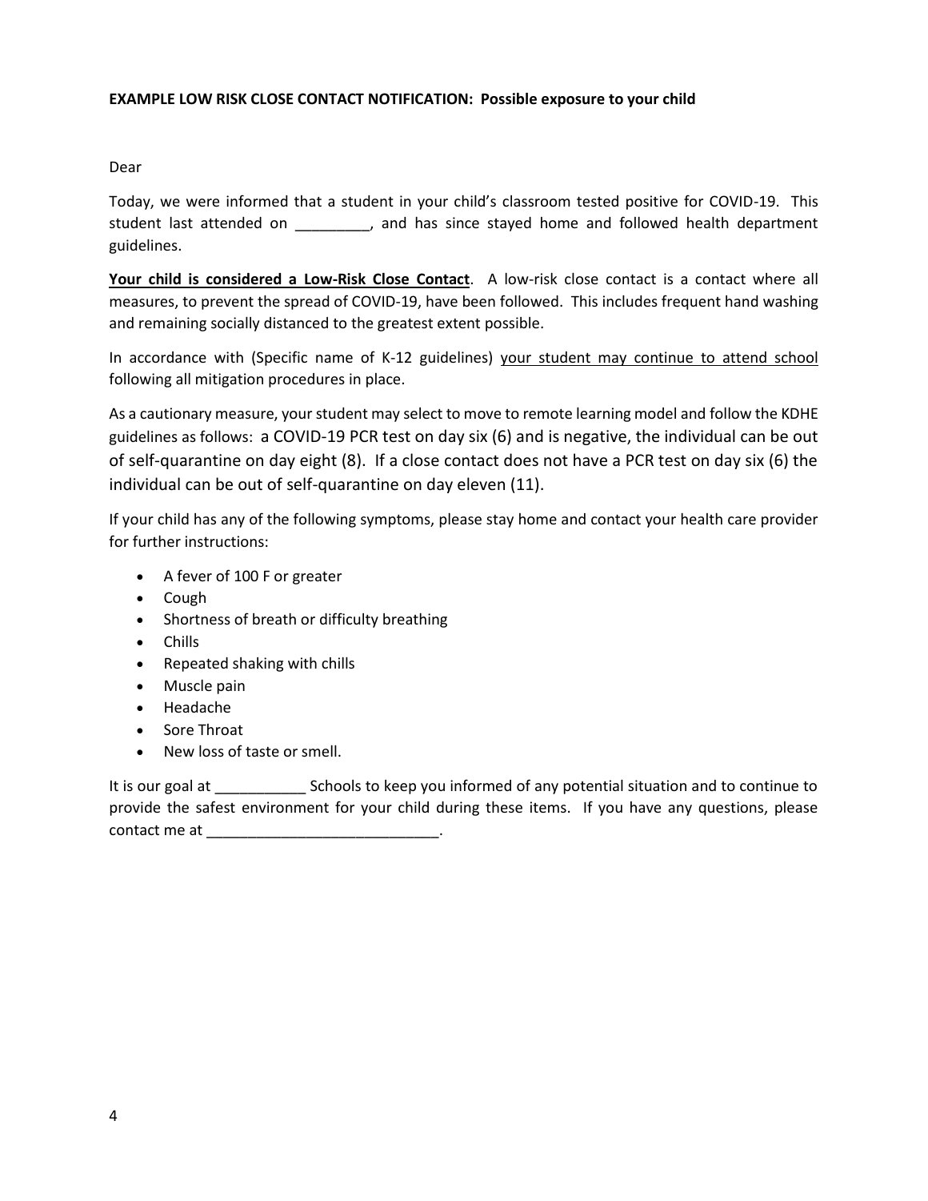**EXAMPLE LOW RISK CLOSE CONTACT NOTIFICATION: Possible exposure to your child**

Dear

Today, we were informed that a student in your child's classroom tested positive for COVID-19. This student last attended on _________, and has since stayed home and followed health department guidelines.

**<u>Your child is considered a Low-Risk Close Contact</u>**. A low-risk close contact is a contact where all measures, to prevent the spread of COVID-19, have been followed. This includes frequent hand washing and remaining socially distanced to the greatest extent possible.

In accordance with (Specific name of K-12 guidelines) <u>your student may continue to attend school</u> following all mitigation procedures in place.

As a cautionary measure, your student may select to move to remote learning model and follow the KDHE guidelines as follows: a COVID-19 PCR test on day six (6) and is negative, the individual can be out of self-quarantine on day eight (8). If a close contact does not have a PCR test on day six (6) the individual can be out of self-quarantine on day eleven (11).

If your child has any of the following symptoms, please stay home and contact your health care provider for further instructions:

- A fever of 100 F or greater
- Cough
- Shortness of breath or difficulty breathing
- Chills
- Repeated shaking with chills
- Muscle pain
- Headache
- Sore Throat
- New loss of taste or smell.

It is our goal at ___________ Schools to keep you informed of any potential situation and to continue to provide the safest environment for your child during these items. If you have any questions, please contact me at ____________________________.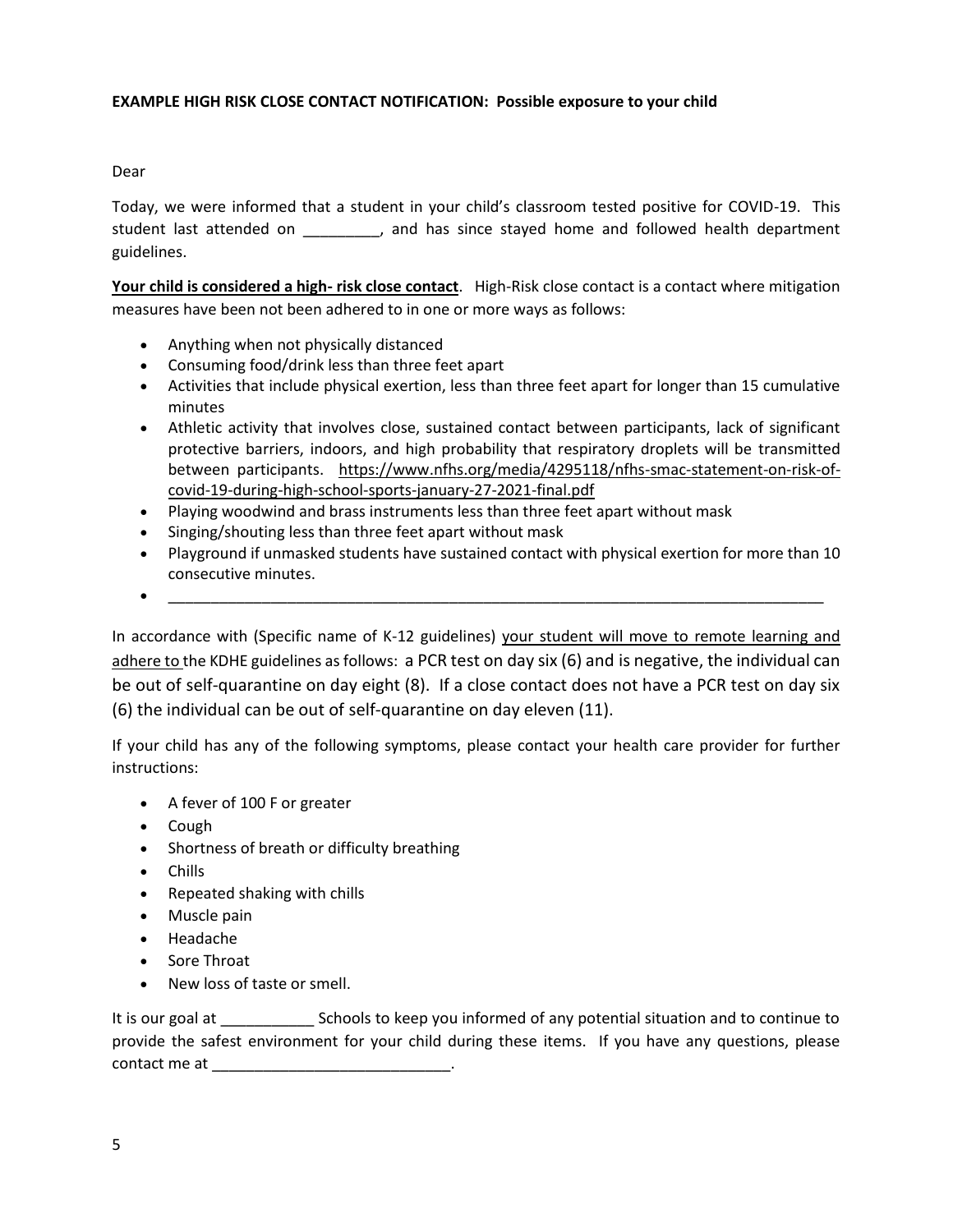**EXAMPLE HIGH RISK CLOSE CONTACT NOTIFICATION: Possible exposure to your child**

Dear

Today, we were informed that a student in your child's classroom tested positive for COVID-19. This student last attended on _________, and has since stayed home and followed health department guidelines.

**Your child is considered a high- risk close contact**. High-Risk close contact is a contact where mitigation measures have been not been adhered to in one or more ways as follows:

- Anything when not physically distanced
- Consuming food/drink less than three feet apart
- Activities that include physical exertion, less than three feet apart for longer than 15 cumulative minutes
- Athletic activity that involves close, sustained contact between participants, lack of significant protective barriers, indoors, and high probability that respiratory droplets will be transmitted between participants. https://www.nfhs.org/media/4295118/nfhs-smac-statement-on-risk-of-covid-19-during-high-school-sports-january-27-2021-final.pdf
- Playing woodwind and brass instruments less than three feet apart without mask
- Singing/shouting less than three feet apart without mask
- Playground if unmasked students have sustained contact with physical exertion for more than 10 consecutive minutes.
- _______________________________________________________________________________

In accordance with (Specific name of K-12 guidelines) your student will move to remote learning and adhere to the KDHE guidelines as follows: a PCR test on day six (6) and is negative, the individual can be out of self-quarantine on day eight (8). If a close contact does not have a PCR test on day six (6) the individual can be out of self-quarantine on day eleven (11).

If your child has any of the following symptoms, please contact your health care provider for further instructions:

- A fever of 100 F or greater
- Cough
- Shortness of breath or difficulty breathing
- Chills
- Repeated shaking with chills
- Muscle pain
- Headache
- Sore Throat
- New loss of taste or smell.

It is our goal at ___________ Schools to keep you informed of any potential situation and to continue to provide the safest environment for your child during these items. If you have any questions, please contact me at ____________________________.